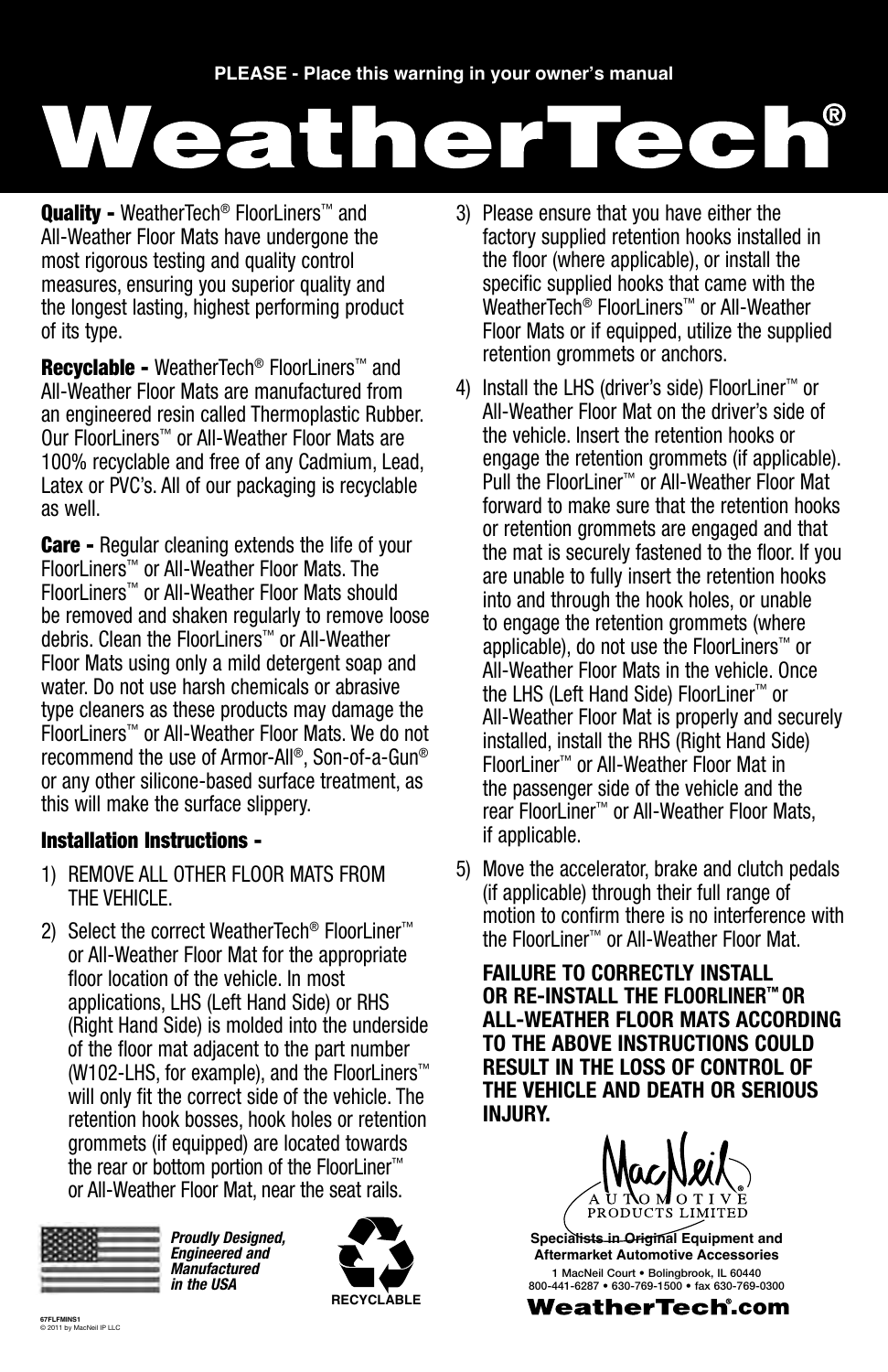**PLEASE - Place this warning in your owner's manual**

# WeatherTech®

**Quality -** WeatherTech® FloorLiners™ and All-Weather Floor Mats have undergone the most rigorous testing and quality control measures, ensuring you superior quality and the longest lasting, highest performing product of its type.

**Recyclable -** WeatherTech® FloorLiners™ and All-Weather Floor Mats are manufactured from an engineered resin called Thermoplastic Rubber. Our FloorLiners™ or All-Weather Floor Mats are 100% recyclable and free of any Cadmium, Lead, Latex or PVC's. All of our packaging is recyclable as well.

**Care -** Regular cleaning extends the life of your FloorLiners™ or All-Weather Floor Mats. The FloorLiners™ or All-Weather Floor Mats should be removed and shaken regularly to remove loose debris. Clean the FloorLiners™ or All-Weather Floor Mats using only a mild detergent soap and water. Do not use harsh chemicals or abrasive type cleaners as these products may damage the FloorLiners™ or All-Weather Floor Mats. We do not recommend the use of Armor-All®, Son-of-a-Gun® or any other silicone-based surface treatment, as this will make the surface slippery.

**Installation Instructions -**

1) REMOVE ALL OTHER FLOOR MATS FROM THE VEHICLE.
2) Select the correct WeatherTech® FloorLiner™ or All-Weather Floor Mat for the appropriate floor location of the vehicle. In most applications, LHS (Left Hand Side) or RHS (Right Hand Side) is molded into the underside of the floor mat adjacent to the part number (W102-LHS, for example), and the FloorLiners™ will only fit the correct side of the vehicle. The retention hook bosses, hook holes or retention grommets (if equipped) are located towards the rear or bottom portion of the FloorLiner™ or All-Weather Floor Mat, near the seat rails.
3) Please ensure that you have either the factory supplied retention hooks installed in the floor (where applicable), or install the specific supplied hooks that came with the WeatherTech® FloorLiners™ or All-Weather Floor Mats or if equipped, utilize the supplied retention grommets or anchors.
4) Install the LHS (driver's side) FloorLiner™ or All-Weather Floor Mat on the driver's side of the vehicle. Insert the retention hooks or engage the retention grommets (if applicable). Pull the FloorLiner™ or All-Weather Floor Mat forward to make sure that the retention hooks or retention grommets are engaged and that the mat is securely fastened to the floor. If you are unable to fully insert the retention hooks into and through the hook holes, or unable to engage the retention grommets (where applicable), do not use the FloorLiners™ or All-Weather Floor Mats in the vehicle. Once the LHS (Left Hand Side) FloorLiner™ or All-Weather Floor Mat is properly and securely installed, install the RHS (Right Hand Side) FloorLiner™ or All-Weather Floor Mat in the passenger side of the vehicle and the rear FloorLiner™ or All-Weather Floor Mats, if applicable.
5) Move the accelerator, brake and clutch pedals (if applicable) through their full range of motion to confirm there is no interference with the FloorLiner™ or All-Weather Floor Mat.

**FAILURE TO CORRECTLY INSTALL OR RE-INSTALL THE FLOORLINER™ OR ALL-WEATHER FLOOR MATS ACCORDING TO THE ABOVE INSTRUCTIONS COULD RESULT IN THE LOSS OF CONTROL OF THE VEHICLE AND DEATH OR SERIOUS INJURY.**

*Proudly Designed, Engineered and Manufactured in the USA*

RECYCLABLE

MacNeil® AUTOMOTIVE PRODUCTS LIMITED

**Specialists in Original Equipment and Aftermarket Automotive Accessories**

1 MacNeil Court • Bolingbrook, IL 60440
800-441-6287 • 630-769-1500 • fax 630-769-0300

**WeatherTech®.com**

67FLFMINS1
© 2011 by MacNeil IP LLC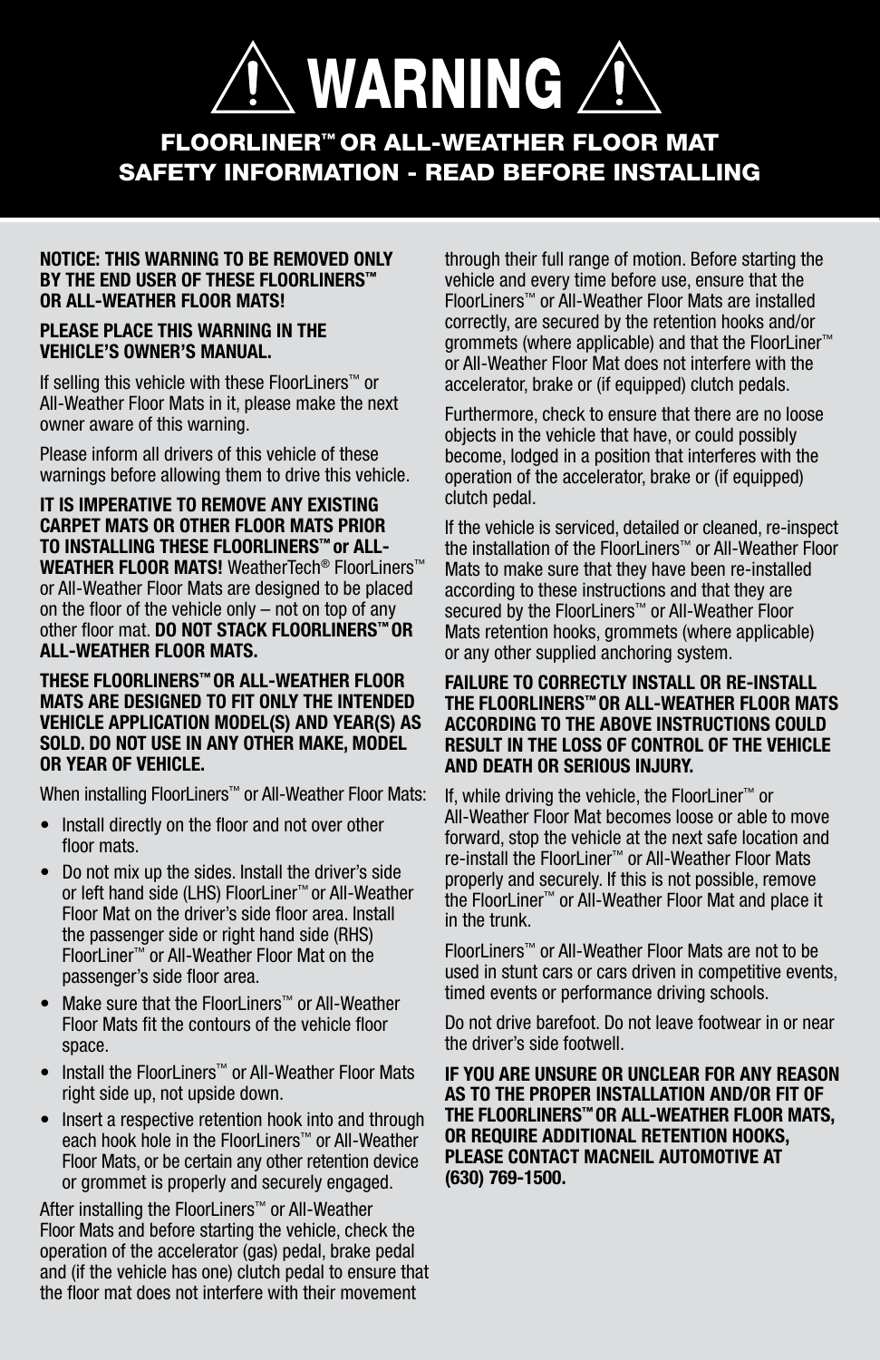# ⚠ WARNING ⚠

## FLOORLINER™ OR ALL-WEATHER FLOOR MAT SAFETY INFORMATION - READ BEFORE INSTALLING

**NOTICE: THIS WARNING TO BE REMOVED ONLY BY THE END USER OF THESE FLOORLINERS™ OR ALL-WEATHER FLOOR MATS!**

**PLEASE PLACE THIS WARNING IN THE VEHICLE'S OWNER'S MANUAL.**

If selling this vehicle with these FloorLiners™ or All-Weather Floor Mats in it, please make the next owner aware of this warning.

Please inform all drivers of this vehicle of these warnings before allowing them to drive this vehicle.

**IT IS IMPERATIVE TO REMOVE ANY EXISTING CARPET MATS OR OTHER FLOOR MATS PRIOR TO INSTALLING THESE FLOORLINERS™ or ALL-WEATHER FLOOR MATS!** WeatherTech® FloorLiners™ or All-Weather Floor Mats are designed to be placed on the floor of the vehicle only – not on top of any other floor mat. **DO NOT STACK FLOORLINERS™ OR ALL-WEATHER FLOOR MATS.**

**THESE FLOORLINERS™ OR ALL-WEATHER FLOOR MATS ARE DESIGNED TO FIT ONLY THE INTENDED VEHICLE APPLICATION MODEL(S) AND YEAR(S) AS SOLD. DO NOT USE IN ANY OTHER MAKE, MODEL OR YEAR OF VEHICLE.**

When installing FloorLiners™ or All-Weather Floor Mats:

- Install directly on the floor and not over other floor mats.
- Do not mix up the sides. Install the driver's side or left hand side (LHS) FloorLiner™ or All-Weather Floor Mat on the driver's side floor area. Install the passenger side or right hand side (RHS) FloorLiner™ or All-Weather Floor Mat on the passenger's side floor area.
- Make sure that the FloorLiners™ or All-Weather Floor Mats fit the contours of the vehicle floor space.
- Install the FloorLiners™ or All-Weather Floor Mats right side up, not upside down.
- Insert a respective retention hook into and through each hook hole in the FloorLiners™ or All-Weather Floor Mats, or be certain any other retention device or grommet is properly and securely engaged.

After installing the FloorLiners™ or All-Weather Floor Mats and before starting the vehicle, check the operation of the accelerator (gas) pedal, brake pedal and (if the vehicle has one) clutch pedal to ensure that the floor mat does not interfere with their movement through their full range of motion. Before starting the vehicle and every time before use, ensure that the FloorLiners™ or All-Weather Floor Mats are installed correctly, are secured by the retention hooks and/or grommets (where applicable) and that the FloorLiner™ or All-Weather Floor Mat does not interfere with the accelerator, brake or (if equipped) clutch pedals.

Furthermore, check to ensure that there are no loose objects in the vehicle that have, or could possibly become, lodged in a position that interferes with the operation of the accelerator, brake or (if equipped) clutch pedal.

If the vehicle is serviced, detailed or cleaned, re-inspect the installation of the FloorLiners™ or All-Weather Floor Mats to make sure that they have been re-installed according to these instructions and that they are secured by the FloorLiners™ or All-Weather Floor Mats retention hooks, grommets (where applicable) or any other supplied anchoring system.

**FAILURE TO CORRECTLY INSTALL OR RE-INSTALL THE FLOORLINERS™ OR ALL-WEATHER FLOOR MATS ACCORDING TO THE ABOVE INSTRUCTIONS COULD RESULT IN THE LOSS OF CONTROL OF THE VEHICLE AND DEATH OR SERIOUS INJURY.**

If, while driving the vehicle, the FloorLiner™ or All-Weather Floor Mat becomes loose or able to move forward, stop the vehicle at the next safe location and re-install the FloorLiner™ or All-Weather Floor Mats properly and securely. If this is not possible, remove the FloorLiner™ or All-Weather Floor Mat and place it in the trunk.

FloorLiners™ or All-Weather Floor Mats are not to be used in stunt cars or cars driven in competitive events, timed events or performance driving schools.

Do not drive barefoot. Do not leave footwear in or near the driver's side footwell.

**IF YOU ARE UNSURE OR UNCLEAR FOR ANY REASON AS TO THE PROPER INSTALLATION AND/OR FIT OF THE FLOORLINERS™ OR ALL-WEATHER FLOOR MATS, OR REQUIRE ADDITIONAL RETENTION HOOKS, PLEASE CONTACT MACNEIL AUTOMOTIVE AT (630) 769-1500.**